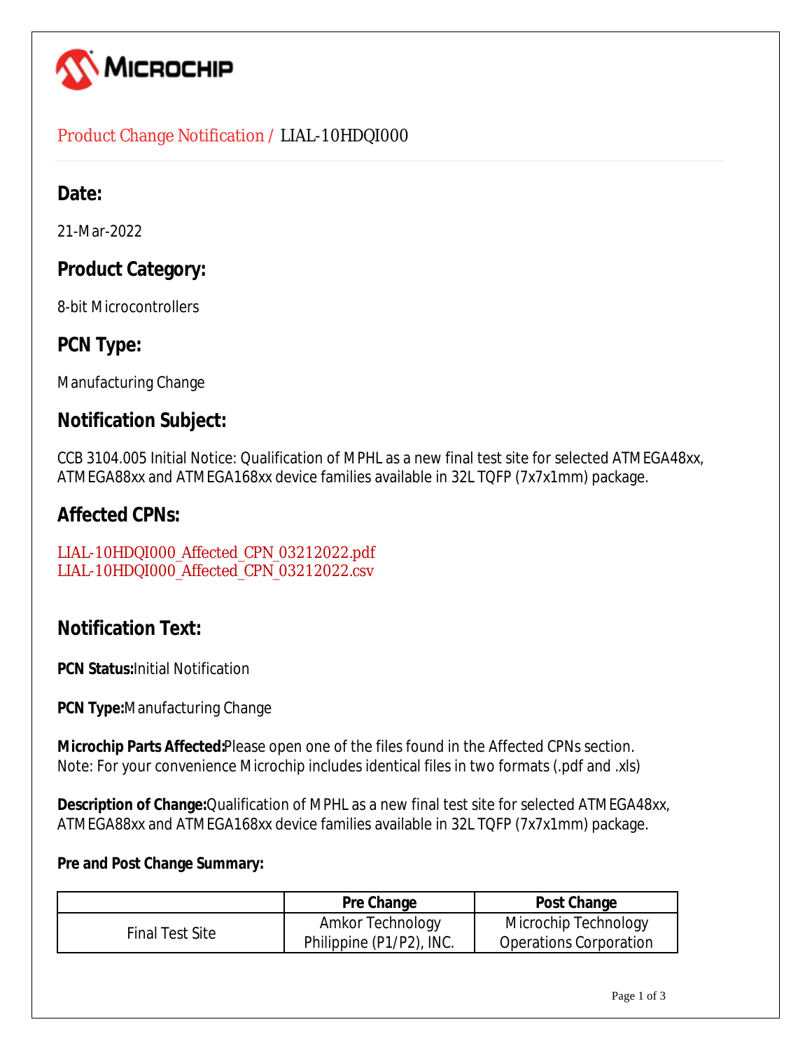MICROCHIP

Product Change Notification / LIAL-10HDQI000

## Date:

21-Mar-2022

## Product Category:

8-bit Microcontrollers

## PCN Type:

Manufacturing Change

## Notification Subject:

CCB 3104.005 Initial Notice: Qualification of MPHL as a new final test site for selected ATMEGA48xx, ATMEGA88xx and ATMEGA168xx device families available in 32L TQFP (7x7x1mm) package.

## Affected CPNs:

LIAL-10HDQI000_Affected_CPN_03212022.pdf
LIAL-10HDQI000_Affected_CPN_03212022.csv

## Notification Text:

**PCN Status:** Initial Notification

**PCN Type:** Manufacturing Change

**Microchip Parts Affected:** Please open one of the files found in the Affected CPNs section.
Note: For your convenience Microchip includes identical files in two formats (.pdf and .xls)

**Description of Change:** Qualification of MPHL as a new final test site for selected ATMEGA48xx, ATMEGA88xx and ATMEGA168xx device families available in 32L TQFP (7x7x1mm) package.

**Pre and Post Change Summary:**

| | Pre Change | Post Change |
|---|---|---|
| Final Test Site | Amkor Technology Philippine (P1/P2), INC. | Microchip Technology Operations Corporation |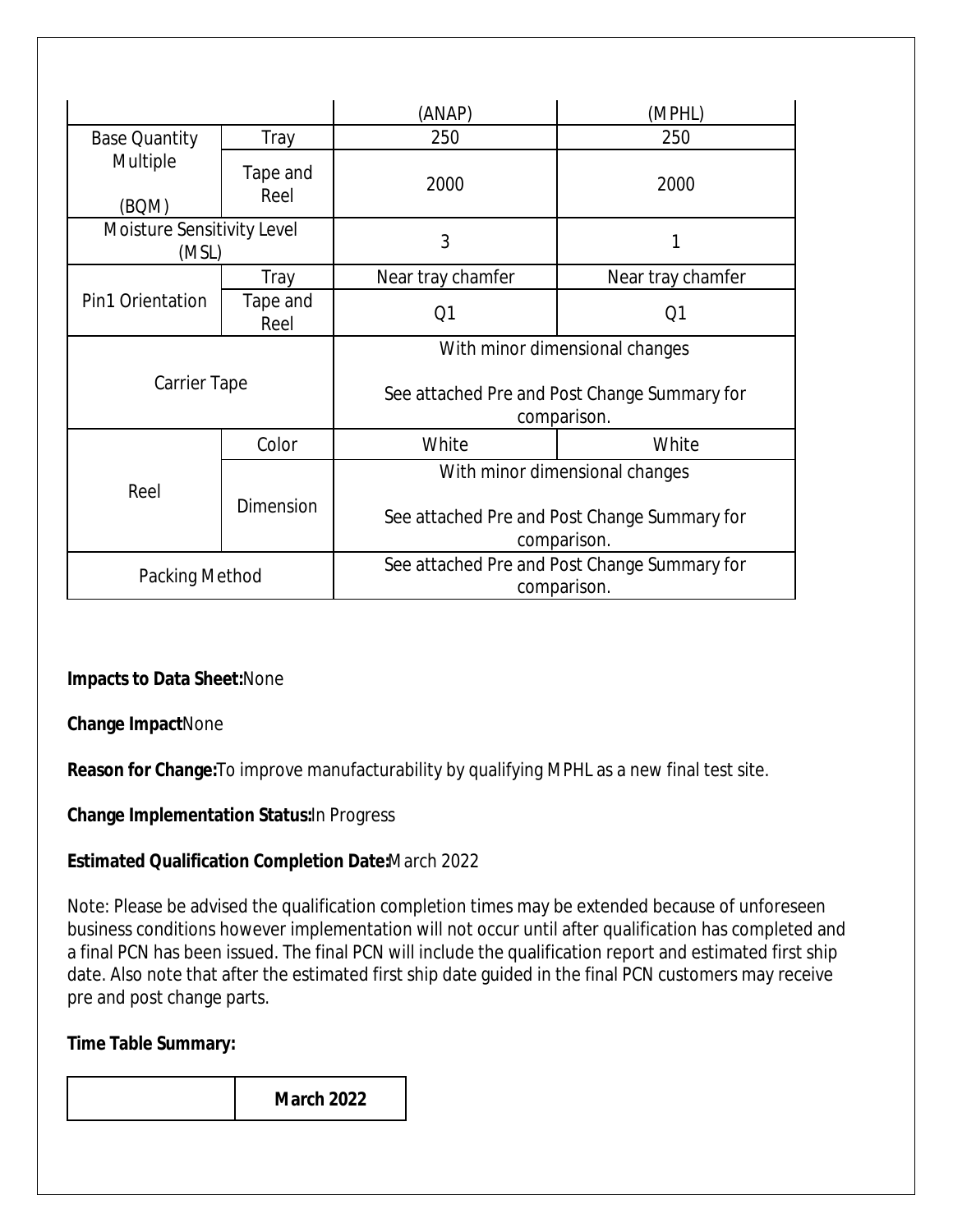| | | (ANAP) | (MPHL) |
|---|---|---|---|
| Base Quantity Multiple (BQM) | Tray | 250 | 250 |
| | Tape and Reel | 2000 | 2000 |
| Moisture Sensitivity Level (MSL) | | 3 | 1 |
| Pin1 Orientation | Tray | Near tray chamfer | Near tray chamfer |
| | Tape and Reel | Q1 | Q1 |
| Carrier Tape | | With minor dimensional changes<br><br>See attached Pre and Post Change Summary for comparison. | |
| Reel | Color | White | White |
| | Dimension | With minor dimensional changes<br><br>See attached Pre and Post Change Summary for comparison. | |
| Packing Method | | See attached Pre and Post Change Summary for comparison. | |

**Impacts to Data Sheet:**None

**Change Impact**None

**Reason for Change:**To improve manufacturability by qualifying MPHL as a new final test site.

**Change Implementation Status:**In Progress

**Estimated Qualification Completion Date:**March 2022

Note: Please be advised the qualification completion times may be extended because of unforeseen business conditions however implementation will not occur until after qualification has completed and a final PCN has been issued. The final PCN will include the qualification report and estimated first ship date. Also note that after the estimated first ship date guided in the final PCN customers may receive pre and post change parts.

**Time Table Summary:**

| | **March 2022** |
|---|---|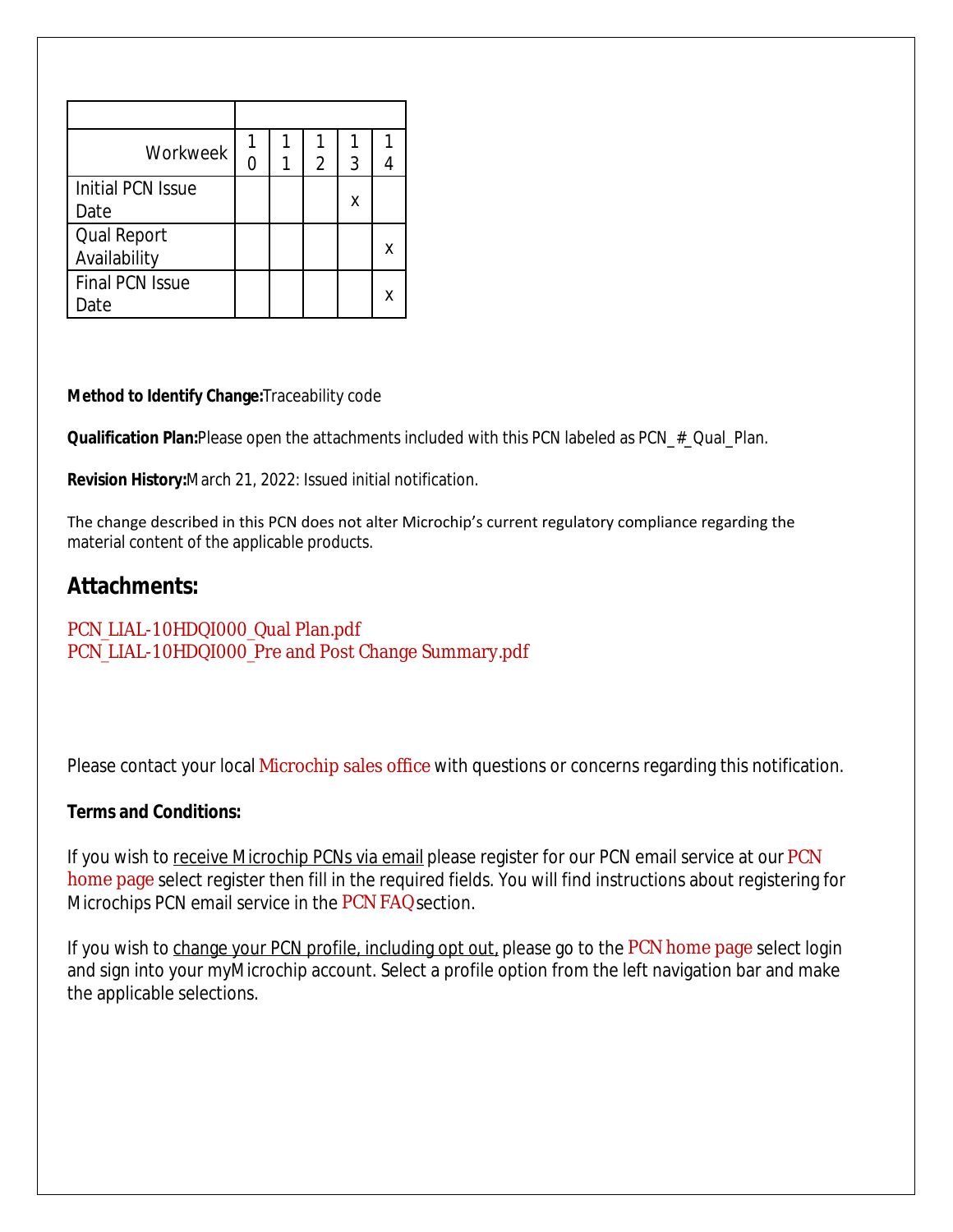| | | | | | |
|---|---|---|---|---|---|
| Workweek | 10 | 11 | 12 | 13 | 14 |
| Initial PCN Issue Date | | | | x | |
| Qual Report Availability | | | | | x |
| Final PCN Issue Date | | | | | x |

**Method to Identify Change:**Traceability code

**Qualification Plan:**Please open the attachments included with this PCN labeled as PCN_#_Qual_Plan.

**Revision History:**March 21, 2022: Issued initial notification.

The change described in this PCN does not alter Microchip's current regulatory compliance regarding the material content of the applicable products.

## Attachments:

PCN_LIAL-10HDQI000_Qual Plan.pdf
PCN_LIAL-10HDQI000_Pre and Post Change Summary.pdf

Please contact your local Microchip sales office with questions or concerns regarding this notification.

**Terms and Conditions:**

If you wish to receive Microchip PCNs via email please register for our PCN email service at our PCN home page select register then fill in the required fields. You will find instructions about registering for Microchips PCN email service in the PCN FAQ section.

If you wish to change your PCN profile, including opt out, please go to the PCN home page select login and sign into your myMicrochip account. Select a profile option from the left navigation bar and make the applicable selections.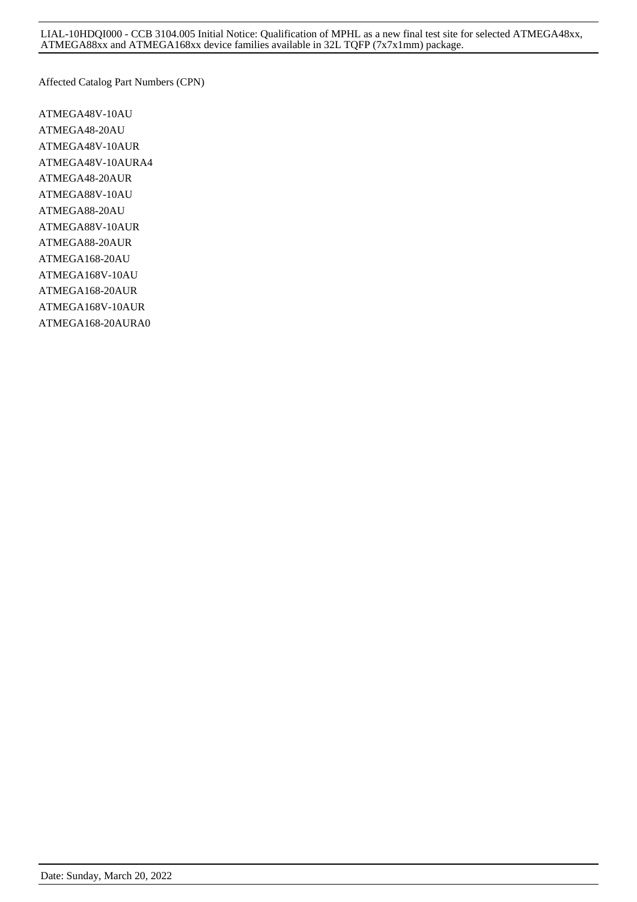Affected Catalog Part Numbers (CPN)

ATMEGA48V-10AU
ATMEGA48-20AU
ATMEGA48V-10AUR
ATMEGA48V-10AURA4
ATMEGA48-20AUR
ATMEGA88V-10AU
ATMEGA88-20AU
ATMEGA88V-10AUR
ATMEGA88-20AUR
ATMEGA168-20AU
ATMEGA168V-10AU
ATMEGA168-20AUR
ATMEGA168V-10AUR
ATMEGA168-20AURA0